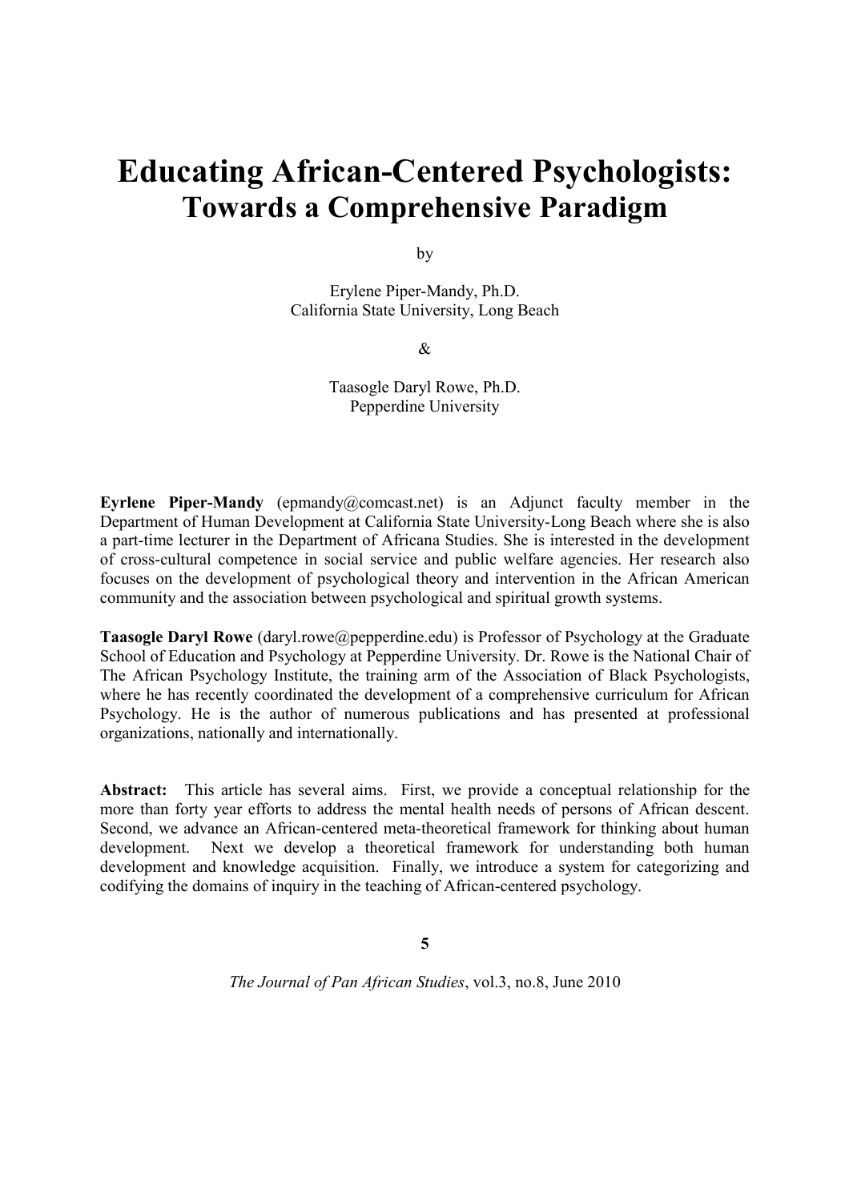# Educating African-Centered Psychologists: Towards a Comprehensive Paradigm

by

Erylene Piper-Mandy, Ph.D.
California State University, Long Beach

&

Taasogle Daryl Rowe, Ph.D.
Pepperdine University

**Eyrlene Piper-Mandy** (epmandy@comcast.net) is an Adjunct faculty member in the Department of Human Development at California State University-Long Beach where she is also a part-time lecturer in the Department of Africana Studies. She is interested in the development of cross-cultural competence in social service and public welfare agencies. Her research also focuses on the development of psychological theory and intervention in the African American community and the association between psychological and spiritual growth systems.

**Taasogle Daryl Rowe** (daryl.rowe@pepperdine.edu) is Professor of Psychology at the Graduate School of Education and Psychology at Pepperdine University. Dr. Rowe is the National Chair of The African Psychology Institute, the training arm of the Association of Black Psychologists, where he has recently coordinated the development of a comprehensive curriculum for African Psychology. He is the author of numerous publications and has presented at professional organizations, nationally and internationally.

**Abstract:** This article has several aims. First, we provide a conceptual relationship for the more than forty year efforts to address the mental health needs of persons of African descent. Second, we advance an African-centered meta-theoretical framework for thinking about human development. Next we develop a theoretical framework for understanding both human development and knowledge acquisition. Finally, we introduce a system for categorizing and codifying the domains of inquiry in the teaching of African-centered psychology.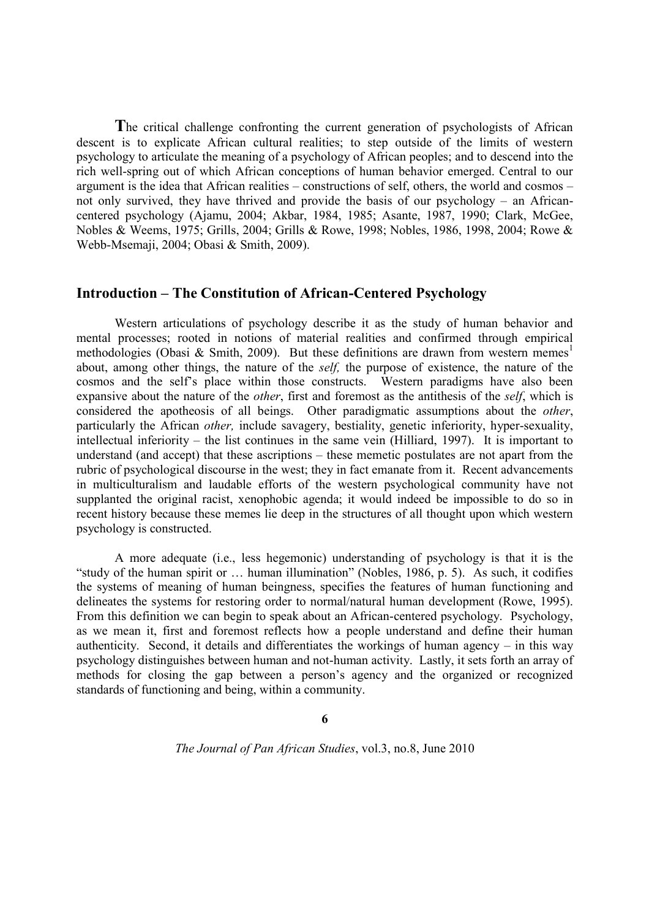**T**he critical challenge confronting the current generation of psychologists of African descent is to explicate African cultural realities; to step outside of the limits of western psychology to articulate the meaning of a psychology of African peoples; and to descend into the rich well-spring out of which African conceptions of human behavior emerged. Central to our argument is the idea that African realities – constructions of self, others, the world and cosmos – not only survived, they have thrived and provide the basis of our psychology – an African-centered psychology (Ajamu, 2004; Akbar, 1984, 1985; Asante, 1987, 1990; Clark, McGee, Nobles & Weems, 1975; Grills, 2004; Grills & Rowe, 1998; Nobles, 1986, 1998, 2004; Rowe & Webb-Msemaji, 2004; Obasi & Smith, 2009).

## Introduction – The Constitution of African-Centered Psychology

Western articulations of psychology describe it as the study of human behavior and mental processes; rooted in notions of material realities and confirmed through empirical methodologies (Obasi & Smith, 2009). But these definitions are drawn from western memes[1] about, among other things, the nature of the *self,* the purpose of existence, the nature of the cosmos and the self's place within those constructs. Western paradigms have also been expansive about the nature of the *other*, first and foremost as the antithesis of the *self*, which is considered the apotheosis of all beings. Other paradigmatic assumptions about the *other*, particularly the African *other,* include savagery, bestiality, genetic inferiority, hyper-sexuality, intellectual inferiority – the list continues in the same vein (Hilliard, 1997). It is important to understand (and accept) that these ascriptions – these memetic postulates are not apart from the rubric of psychological discourse in the west; they in fact emanate from it. Recent advancements in multiculturalism and laudable efforts of the western psychological community have not supplanted the original racist, xenophobic agenda; it would indeed be impossible to do so in recent history because these memes lie deep in the structures of all thought upon which western psychology is constructed.

A more adequate (i.e., less hegemonic) understanding of psychology is that it is the "study of the human spirit or … human illumination" (Nobles, 1986, p. 5). As such, it codifies the systems of meaning of human beingness, specifies the features of human functioning and delineates the systems for restoring order to normal/natural human development (Rowe, 1995). From this definition we can begin to speak about an African-centered psychology. Psychology, as we mean it, first and foremost reflects how a people understand and define their human authenticity. Second, it details and differentiates the workings of human agency – in this way psychology distinguishes between human and not-human activity. Lastly, it sets forth an array of methods for closing the gap between a person's agency and the organized or recognized standards of functioning and being, within a community.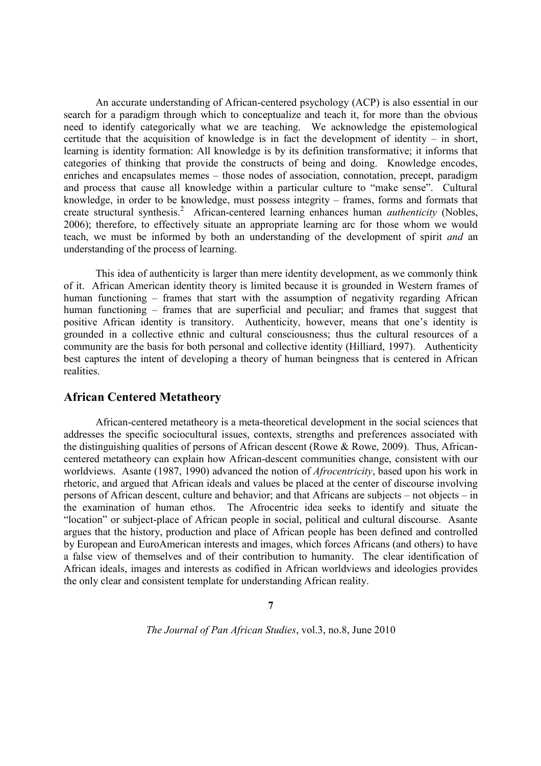An accurate understanding of African-centered psychology (ACP) is also essential in our search for a paradigm through which to conceptualize and teach it, for more than the obvious need to identify categorically what we are teaching. We acknowledge the epistemological certitude that the acquisition of knowledge is in fact the development of identity – in short, learning is identity formation: All knowledge is by its definition transformative; it informs that categories of thinking that provide the constructs of being and doing. Knowledge encodes, enriches and encapsulates memes – those nodes of association, connotation, precept, paradigm and process that cause all knowledge within a particular culture to "make sense". Cultural knowledge, in order to be knowledge, must possess integrity – frames, forms and formats that create structural synthesis.[2] African-centered learning enhances human *authenticity* (Nobles, 2006); therefore, to effectively situate an appropriate learning arc for those whom we would teach, we must be informed by both an understanding of the development of spirit *and* an understanding of the process of learning.

This idea of authenticity is larger than mere identity development, as we commonly think of it. African American identity theory is limited because it is grounded in Western frames of human functioning – frames that start with the assumption of negativity regarding African human functioning – frames that are superficial and peculiar; and frames that suggest that positive African identity is transitory. Authenticity, however, means that one's identity is grounded in a collective ethnic and cultural consciousness; thus the cultural resources of a community are the basis for both personal and collective identity (Hilliard, 1997). Authenticity best captures the intent of developing a theory of human beingness that is centered in African realities.

## African Centered Metatheory

African-centered metatheory is a meta-theoretical development in the social sciences that addresses the specific sociocultural issues, contexts, strengths and preferences associated with the distinguishing qualities of persons of African descent (Rowe & Rowe, 2009). Thus, African-centered metatheory can explain how African-descent communities change, consistent with our worldviews. Asante (1987, 1990) advanced the notion of *Afrocentricity*, based upon his work in rhetoric, and argued that African ideals and values be placed at the center of discourse involving persons of African descent, culture and behavior; and that Africans are subjects – not objects – in the examination of human ethos. The Afrocentric idea seeks to identify and situate the "location" or subject-place of African people in social, political and cultural discourse. Asante argues that the history, production and place of African people has been defined and controlled by European and EuroAmerican interests and images, which forces Africans (and others) to have a false view of themselves and of their contribution to humanity. The clear identification of African ideals, images and interests as codified in African worldviews and ideologies provides the only clear and consistent template for understanding African reality.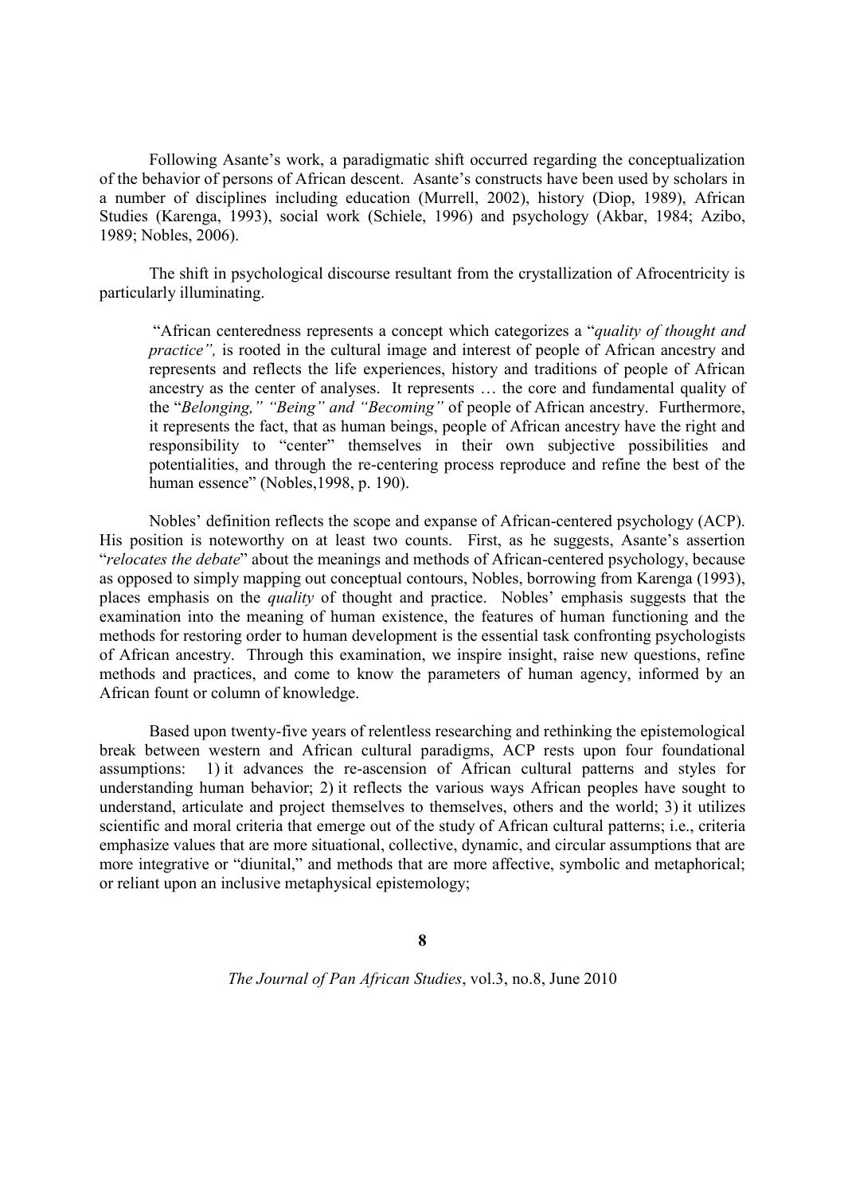Following Asante's work, a paradigmatic shift occurred regarding the conceptualization of the behavior of persons of African descent. Asante's constructs have been used by scholars in a number of disciplines including education (Murrell, 2002), history (Diop, 1989), African Studies (Karenga, 1993), social work (Schiele, 1996) and psychology (Akbar, 1984; Azibo, 1989; Nobles, 2006).

The shift in psychological discourse resultant from the crystallization of Afrocentricity is particularly illuminating.

> "African centeredness represents a concept which categorizes a "*quality of thought and practice",* is rooted in the cultural image and interest of people of African ancestry and represents and reflects the life experiences, history and traditions of people of African ancestry as the center of analyses. It represents … the core and fundamental quality of the "*Belonging," "Being" and "Becoming"* of people of African ancestry. Furthermore, it represents the fact, that as human beings, people of African ancestry have the right and responsibility to "center" themselves in their own subjective possibilities and potentialities, and through the re-centering process reproduce and refine the best of the human essence" (Nobles,1998, p. 190).

Nobles' definition reflects the scope and expanse of African-centered psychology (ACP). His position is noteworthy on at least two counts. First, as he suggests, Asante's assertion "*relocates the debate*" about the meanings and methods of African-centered psychology, because as opposed to simply mapping out conceptual contours, Nobles, borrowing from Karenga (1993), places emphasis on the *quality* of thought and practice. Nobles' emphasis suggests that the examination into the meaning of human existence, the features of human functioning and the methods for restoring order to human development is the essential task confronting psychologists of African ancestry. Through this examination, we inspire insight, raise new questions, refine methods and practices, and come to know the parameters of human agency, informed by an African fount or column of knowledge.

Based upon twenty-five years of relentless researching and rethinking the epistemological break between western and African cultural paradigms, ACP rests upon four foundational assumptions: 1) it advances the re-ascension of African cultural patterns and styles for understanding human behavior; 2) it reflects the various ways African peoples have sought to understand, articulate and project themselves to themselves, others and the world; 3) it utilizes scientific and moral criteria that emerge out of the study of African cultural patterns; i.e., criteria emphasize values that are more situational, collective, dynamic, and circular assumptions that are more integrative or "diunital," and methods that are more affective, symbolic and metaphorical; or reliant upon an inclusive metaphysical epistemology;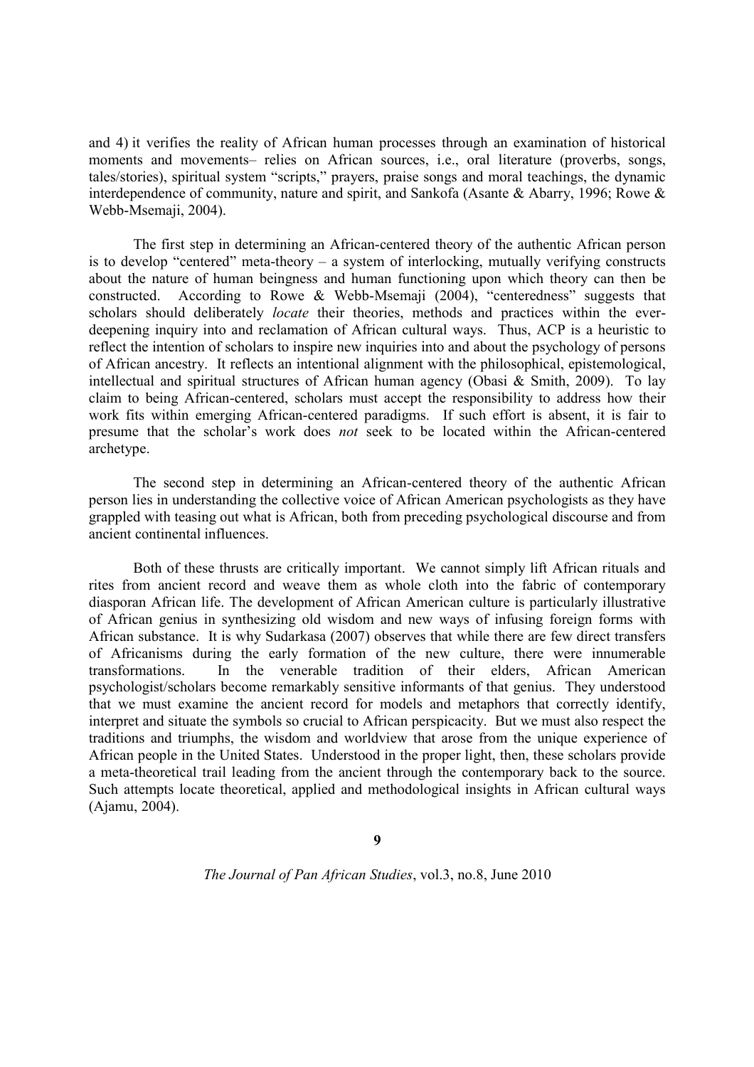and 4) it verifies the reality of African human processes through an examination of historical moments and movements– relies on African sources, i.e., oral literature (proverbs, songs, tales/stories), spiritual system "scripts," prayers, praise songs and moral teachings, the dynamic interdependence of community, nature and spirit, and Sankofa (Asante & Abarry, 1996; Rowe & Webb-Msemaji, 2004).

The first step in determining an African-centered theory of the authentic African person is to develop "centered" meta-theory – a system of interlocking, mutually verifying constructs about the nature of human beingness and human functioning upon which theory can then be constructed. According to Rowe & Webb-Msemaji (2004), "centeredness" suggests that scholars should deliberately *locate* their theories, methods and practices within the ever-deepening inquiry into and reclamation of African cultural ways. Thus, ACP is a heuristic to reflect the intention of scholars to inspire new inquiries into and about the psychology of persons of African ancestry. It reflects an intentional alignment with the philosophical, epistemological, intellectual and spiritual structures of African human agency (Obasi & Smith, 2009). To lay claim to being African-centered, scholars must accept the responsibility to address how their work fits within emerging African-centered paradigms. If such effort is absent, it is fair to presume that the scholar's work does *not* seek to be located within the African-centered archetype.

The second step in determining an African-centered theory of the authentic African person lies in understanding the collective voice of African American psychologists as they have grappled with teasing out what is African, both from preceding psychological discourse and from ancient continental influences.

Both of these thrusts are critically important. We cannot simply lift African rituals and rites from ancient record and weave them as whole cloth into the fabric of contemporary diasporan African life. The development of African American culture is particularly illustrative of African genius in synthesizing old wisdom and new ways of infusing foreign forms with African substance. It is why Sudarkasa (2007) observes that while there are few direct transfers of Africanisms during the early formation of the new culture, there were innumerable transformations. In the venerable tradition of their elders, African American psychologist/scholars become remarkably sensitive informants of that genius. They understood that we must examine the ancient record for models and metaphors that correctly identify, interpret and situate the symbols so crucial to African perspicacity. But we must also respect the traditions and triumphs, the wisdom and worldview that arose from the unique experience of African people in the United States. Understood in the proper light, then, these scholars provide a meta-theoretical trail leading from the ancient through the contemporary back to the source. Such attempts locate theoretical, applied and methodological insights in African cultural ways (Ajamu, 2004).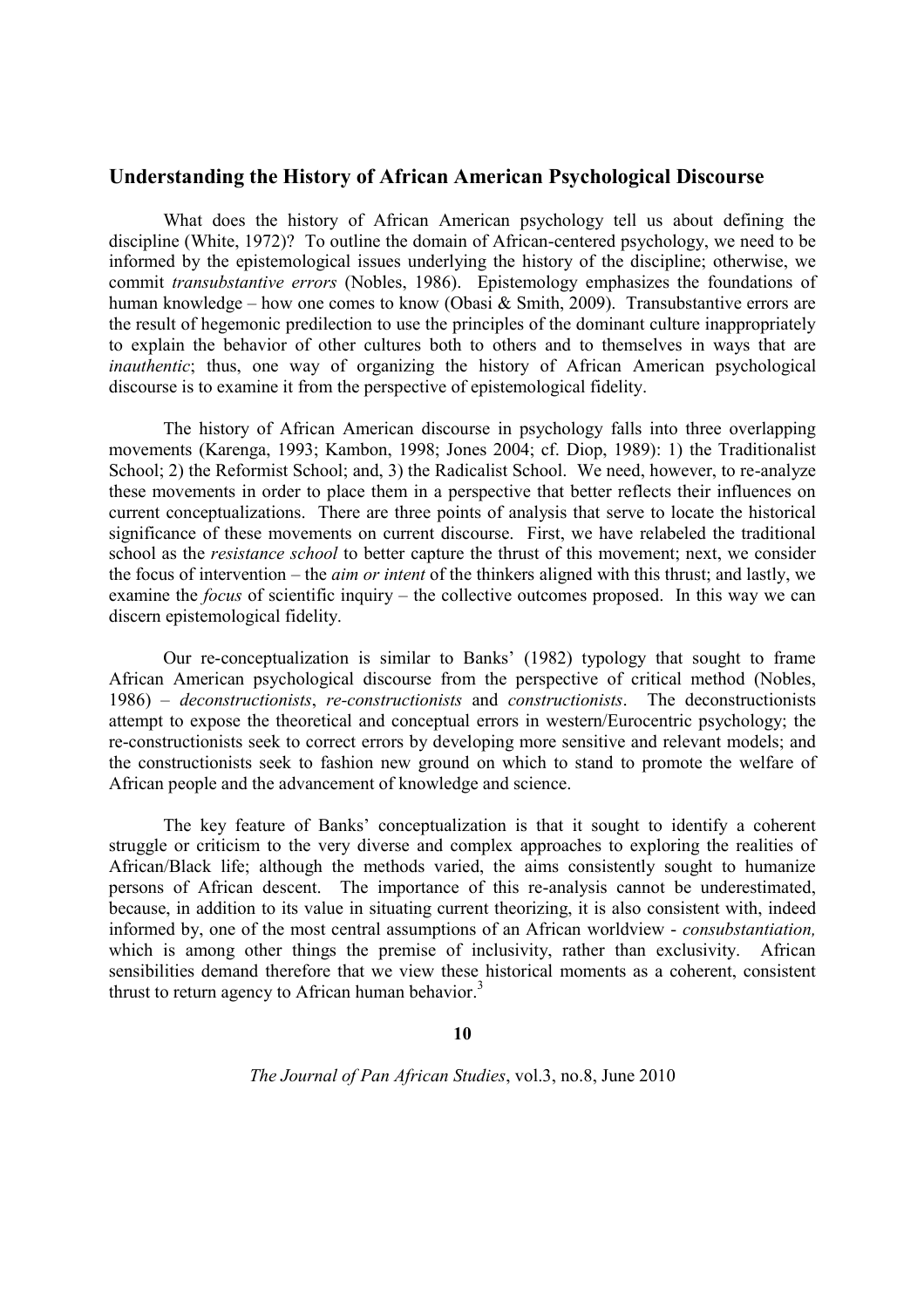## Understanding the History of African American Psychological Discourse

What does the history of African American psychology tell us about defining the discipline (White, 1972)? To outline the domain of African-centered psychology, we need to be informed by the epistemological issues underlying the history of the discipline; otherwise, we commit *transubstantive errors* (Nobles, 1986). Epistemology emphasizes the foundations of human knowledge – how one comes to know (Obasi & Smith, 2009). Transubstantive errors are the result of hegemonic predilection to use the principles of the dominant culture inappropriately to explain the behavior of other cultures both to others and to themselves in ways that are *inauthentic*; thus, one way of organizing the history of African American psychological discourse is to examine it from the perspective of epistemological fidelity.

The history of African American discourse in psychology falls into three overlapping movements (Karenga, 1993; Kambon, 1998; Jones 2004; cf. Diop, 1989): 1) the Traditionalist School; 2) the Reformist School; and, 3) the Radicalist School. We need, however, to re-analyze these movements in order to place them in a perspective that better reflects their influences on current conceptualizations. There are three points of analysis that serve to locate the historical significance of these movements on current discourse. First, we have relabeled the traditional school as the *resistance school* to better capture the thrust of this movement; next, we consider the focus of intervention – the *aim or intent* of the thinkers aligned with this thrust; and lastly, we examine the *focus* of scientific inquiry – the collective outcomes proposed. In this way we can discern epistemological fidelity.

Our re-conceptualization is similar to Banks' (1982) typology that sought to frame African American psychological discourse from the perspective of critical method (Nobles, 1986) – *deconstructionists*, *re-constructionists* and *constructionists*. The deconstructionists attempt to expose the theoretical and conceptual errors in western/Eurocentric psychology; the re-constructionists seek to correct errors by developing more sensitive and relevant models; and the constructionists seek to fashion new ground on which to stand to promote the welfare of African people and the advancement of knowledge and science.

The key feature of Banks' conceptualization is that it sought to identify a coherent struggle or criticism to the very diverse and complex approaches to exploring the realities of African/Black life; although the methods varied, the aims consistently sought to humanize persons of African descent. The importance of this re-analysis cannot be underestimated, because, in addition to its value in situating current theorizing, it is also consistent with, indeed informed by, one of the most central assumptions of an African worldview - *consubstantiation,* which is among other things the premise of inclusivity, rather than exclusivity. African sensibilities demand therefore that we view these historical moments as a coherent, consistent thrust to return agency to African human behavior.[3]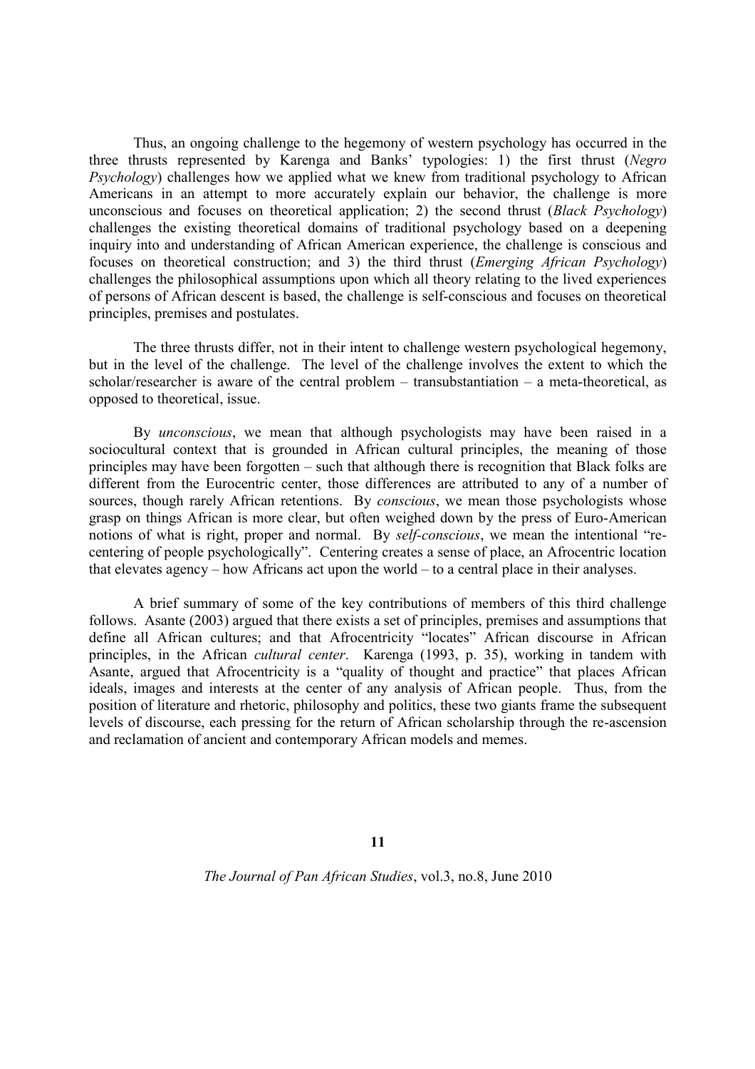Thus, an ongoing challenge to the hegemony of western psychology has occurred in the three thrusts represented by Karenga and Banks' typologies: 1) the first thrust (*Negro Psychology*) challenges how we applied what we knew from traditional psychology to African Americans in an attempt to more accurately explain our behavior, the challenge is more unconscious and focuses on theoretical application; 2) the second thrust (*Black Psychology*) challenges the existing theoretical domains of traditional psychology based on a deepening inquiry into and understanding of African American experience, the challenge is conscious and focuses on theoretical construction; and 3) the third thrust (*Emerging African Psychology*) challenges the philosophical assumptions upon which all theory relating to the lived experiences of persons of African descent is based, the challenge is self-conscious and focuses on theoretical principles, premises and postulates.

The three thrusts differ, not in their intent to challenge western psychological hegemony, but in the level of the challenge. The level of the challenge involves the extent to which the scholar/researcher is aware of the central problem – transubstantiation – a meta-theoretical, as opposed to theoretical, issue.

By *unconscious*, we mean that although psychologists may have been raised in a sociocultural context that is grounded in African cultural principles, the meaning of those principles may have been forgotten – such that although there is recognition that Black folks are different from the Eurocentric center, those differences are attributed to any of a number of sources, though rarely African retentions. By *conscious*, we mean those psychologists whose grasp on things African is more clear, but often weighed down by the press of Euro-American notions of what is right, proper and normal. By *self-conscious*, we mean the intentional "re-centering of people psychologically". Centering creates a sense of place, an Afrocentric location that elevates agency – how Africans act upon the world – to a central place in their analyses.

A brief summary of some of the key contributions of members of this third challenge follows. Asante (2003) argued that there exists a set of principles, premises and assumptions that define all African cultures; and that Afrocentricity "locates" African discourse in African principles, in the African *cultural center*. Karenga (1993, p. 35), working in tandem with Asante, argued that Afrocentricity is a "quality of thought and practice" that places African ideals, images and interests at the center of any analysis of African people. Thus, from the position of literature and rhetoric, philosophy and politics, these two giants frame the subsequent levels of discourse, each pressing for the return of African scholarship through the re-ascension and reclamation of ancient and contemporary African models and memes.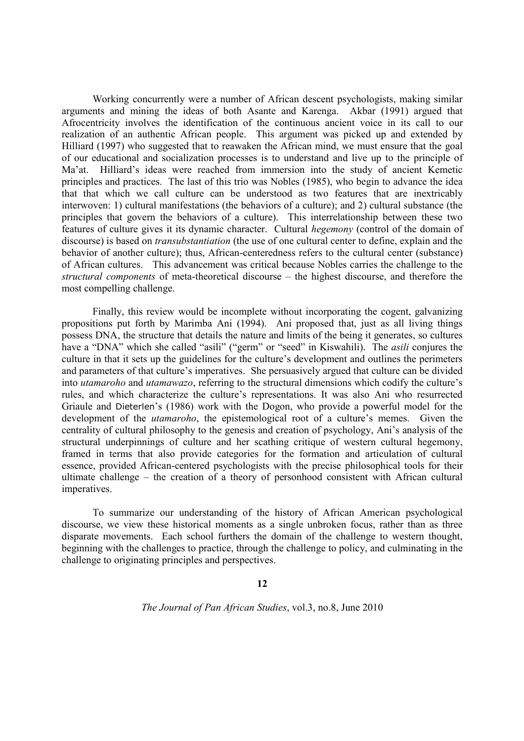Working concurrently were a number of African descent psychologists, making similar arguments and mining the ideas of both Asante and Karenga. Akbar (1991) argued that Afrocentricity involves the identification of the continuous ancient voice in its call to our realization of an authentic African people. This argument was picked up and extended by Hilliard (1997) who suggested that to reawaken the African mind, we must ensure that the goal of our educational and socialization processes is to understand and live up to the principle of Ma'at. Hilliard's ideas were reached from immersion into the study of ancient Kemetic principles and practices. The last of this trio was Nobles (1985), who begin to advance the idea that that which we call culture can be understood as two features that are inextricably interwoven: 1) cultural manifestations (the behaviors of a culture); and 2) cultural substance (the principles that govern the behaviors of a culture). This interrelationship between these two features of culture gives it its dynamic character. Cultural *hegemony* (control of the domain of discourse) is based on *transubstantiation* (the use of one cultural center to define, explain and the behavior of another culture); thus, African-centeredness refers to the cultural center (substance) of African cultures. This advancement was critical because Nobles carries the challenge to the *structural components* of meta-theoretical discourse – the highest discourse, and therefore the most compelling challenge.

Finally, this review would be incomplete without incorporating the cogent, galvanizing propositions put forth by Marimba Ani (1994). Ani proposed that, just as all living things possess DNA, the structure that details the nature and limits of the being it generates, so cultures have a "DNA" which she called "asili" ("germ" or "seed" in Kiswahili). The *asili* conjures the culture in that it sets up the guidelines for the culture's development and outlines the perimeters and parameters of that culture's imperatives. She persuasively argued that culture can be divided into *utamaroho* and *utamawazo*, referring to the structural dimensions which codify the culture's rules, and which characterize the culture's representations. It was also Ani who resurrected Griaule and Dieterlen's (1986) work with the Dogon, who provide a powerful model for the development of the *utamaroho*, the epistemological root of a culture's memes. Given the centrality of cultural philosophy to the genesis and creation of psychology, Ani's analysis of the structural underpinnings of culture and her scathing critique of western cultural hegemony, framed in terms that also provide categories for the formation and articulation of cultural essence, provided African-centered psychologists with the precise philosophical tools for their ultimate challenge – the creation of a theory of personhood consistent with African cultural imperatives.

To summarize our understanding of the history of African American psychological discourse, we view these historical moments as a single unbroken focus, rather than as three disparate movements. Each school furthers the domain of the challenge to western thought, beginning with the challenges to practice, through the challenge to policy, and culminating in the challenge to originating principles and perspectives.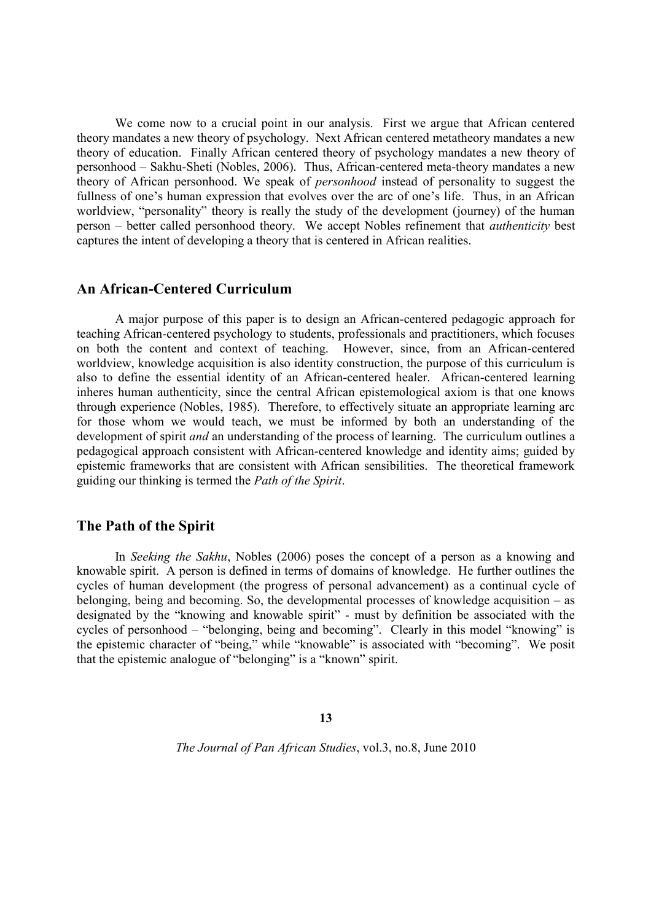We come now to a crucial point in our analysis. First we argue that African centered theory mandates a new theory of psychology. Next African centered metatheory mandates a new theory of education. Finally African centered theory of psychology mandates a new theory of personhood – Sakhu-Sheti (Nobles, 2006). Thus, African-centered meta-theory mandates a new theory of African personhood. We speak of *personhood* instead of personality to suggest the fullness of one's human expression that evolves over the arc of one's life. Thus, in an African worldview, "personality" theory is really the study of the development (journey) of the human person – better called personhood theory. We accept Nobles refinement that *authenticity* best captures the intent of developing a theory that is centered in African realities.

## An African-Centered Curriculum

A major purpose of this paper is to design an African-centered pedagogic approach for teaching African-centered psychology to students, professionals and practitioners, which focuses on both the content and context of teaching. However, since, from an African-centered worldview, knowledge acquisition is also identity construction, the purpose of this curriculum is also to define the essential identity of an African-centered healer. African-centered learning inheres human authenticity, since the central African epistemological axiom is that one knows through experience (Nobles, 1985). Therefore, to effectively situate an appropriate learning arc for those whom we would teach, we must be informed by both an understanding of the development of spirit *and* an understanding of the process of learning. The curriculum outlines a pedagogical approach consistent with African-centered knowledge and identity aims; guided by epistemic frameworks that are consistent with African sensibilities. The theoretical framework guiding our thinking is termed the *Path of the Spirit*.

## The Path of the Spirit

In *Seeking the Sakhu*, Nobles (2006) poses the concept of a person as a knowing and knowable spirit. A person is defined in terms of domains of knowledge. He further outlines the cycles of human development (the progress of personal advancement) as a continual cycle of belonging, being and becoming. So, the developmental processes of knowledge acquisition – as designated by the "knowing and knowable spirit" - must by definition be associated with the cycles of personhood – "belonging, being and becoming". Clearly in this model "knowing" is the epistemic character of "being," while "knowable" is associated with "becoming". We posit that the epistemic analogue of "belonging" is a "known" spirit.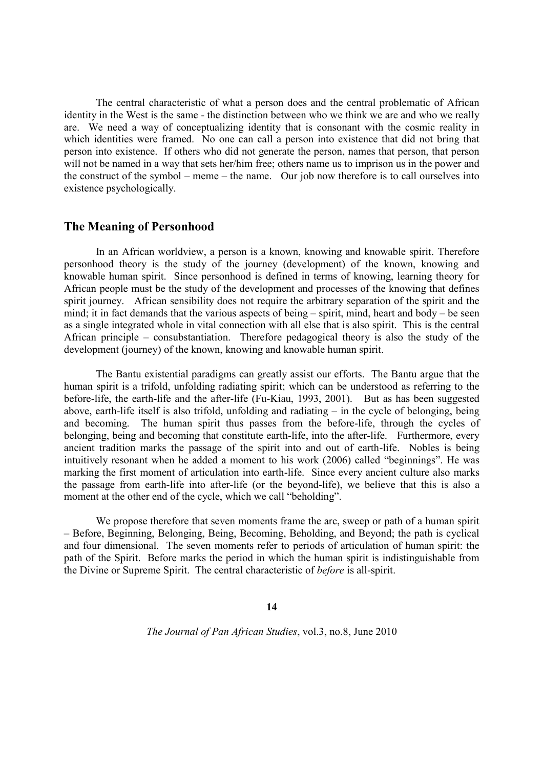The central characteristic of what a person does and the central problematic of African identity in the West is the same - the distinction between who we think we are and who we really are. We need a way of conceptualizing identity that is consonant with the cosmic reality in which identities were framed. No one can call a person into existence that did not bring that person into existence. If others who did not generate the person, names that person, that person will not be named in a way that sets her/him free; others name us to imprison us in the power and the construct of the symbol – meme – the name. Our job now therefore is to call ourselves into existence psychologically.

## The Meaning of Personhood

In an African worldview, a person is a known, knowing and knowable spirit. Therefore personhood theory is the study of the journey (development) of the known, knowing and knowable human spirit. Since personhood is defined in terms of knowing, learning theory for African people must be the study of the development and processes of the knowing that defines spirit journey. African sensibility does not require the arbitrary separation of the spirit and the mind; it in fact demands that the various aspects of being – spirit, mind, heart and body – be seen as a single integrated whole in vital connection with all else that is also spirit. This is the central African principle – consubstantiation. Therefore pedagogical theory is also the study of the development (journey) of the known, knowing and knowable human spirit.

The Bantu existential paradigms can greatly assist our efforts. The Bantu argue that the human spirit is a trifold, unfolding radiating spirit; which can be understood as referring to the before-life, the earth-life and the after-life (Fu-Kiau, 1993, 2001). But as has been suggested above, earth-life itself is also trifold, unfolding and radiating – in the cycle of belonging, being and becoming. The human spirit thus passes from the before-life, through the cycles of belonging, being and becoming that constitute earth-life, into the after-life. Furthermore, every ancient tradition marks the passage of the spirit into and out of earth-life. Nobles is being intuitively resonant when he added a moment to his work (2006) called "beginnings". He was marking the first moment of articulation into earth-life. Since every ancient culture also marks the passage from earth-life into after-life (or the beyond-life), we believe that this is also a moment at the other end of the cycle, which we call "beholding".

We propose therefore that seven moments frame the arc, sweep or path of a human spirit – Before, Beginning, Belonging, Being, Becoming, Beholding, and Beyond; the path is cyclical and four dimensional. The seven moments refer to periods of articulation of human spirit: the path of the Spirit. Before marks the period in which the human spirit is indistinguishable from the Divine or Supreme Spirit. The central characteristic of *before* is all-spirit.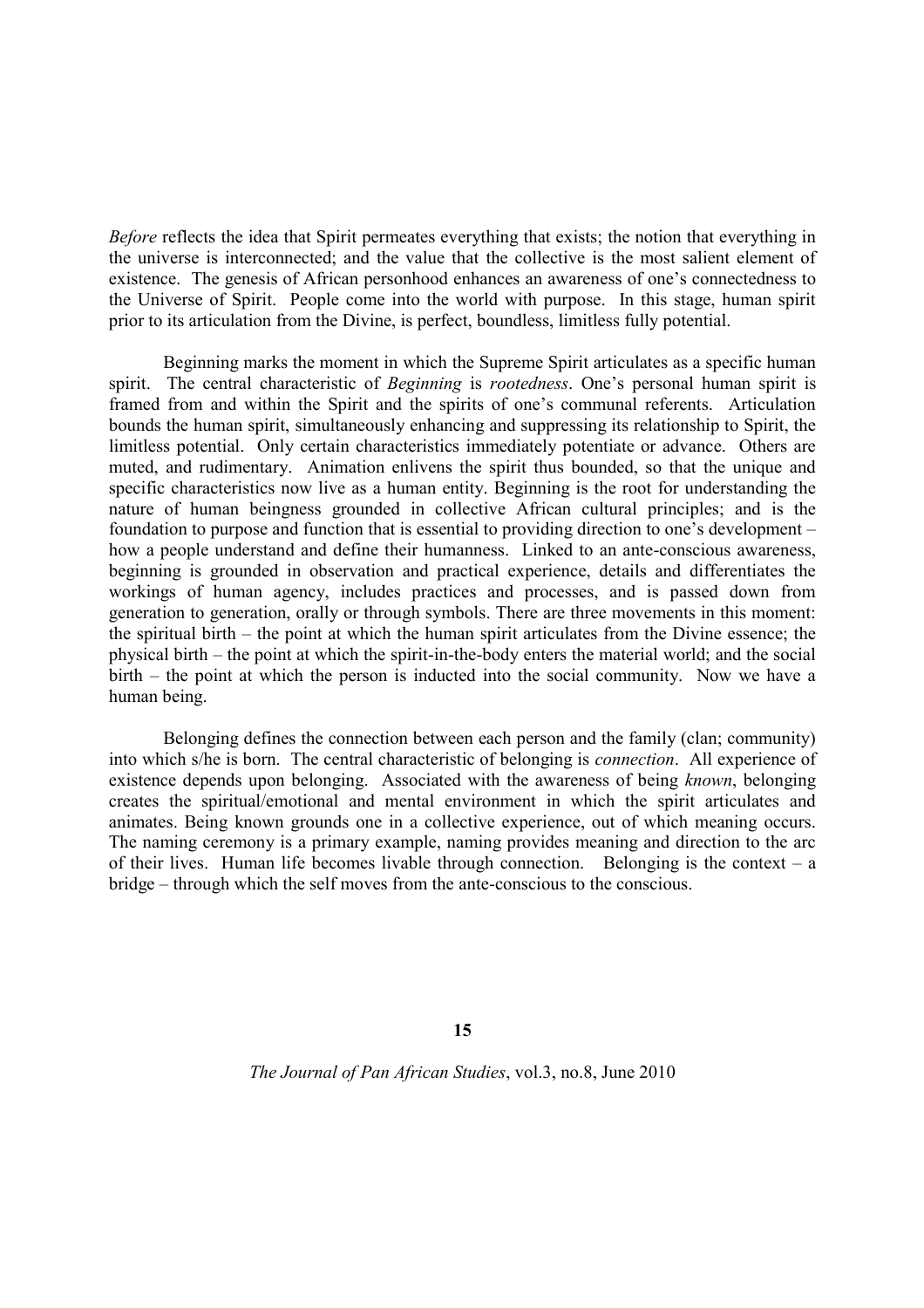*Before* reflects the idea that Spirit permeates everything that exists; the notion that everything in the universe is interconnected; and the value that the collective is the most salient element of existence. The genesis of African personhood enhances an awareness of one's connectedness to the Universe of Spirit. People come into the world with purpose. In this stage, human spirit prior to its articulation from the Divine, is perfect, boundless, limitless fully potential.

Beginning marks the moment in which the Supreme Spirit articulates as a specific human spirit. The central characteristic of *Beginning* is *rootedness*. One's personal human spirit is framed from and within the Spirit and the spirits of one's communal referents. Articulation bounds the human spirit, simultaneously enhancing and suppressing its relationship to Spirit, the limitless potential. Only certain characteristics immediately potentiate or advance. Others are muted, and rudimentary. Animation enlivens the spirit thus bounded, so that the unique and specific characteristics now live as a human entity. Beginning is the root for understanding the nature of human beingness grounded in collective African cultural principles; and is the foundation to purpose and function that is essential to providing direction to one's development – how a people understand and define their humanness. Linked to an ante-conscious awareness, beginning is grounded in observation and practical experience, details and differentiates the workings of human agency, includes practices and processes, and is passed down from generation to generation, orally or through symbols. There are three movements in this moment: the spiritual birth – the point at which the human spirit articulates from the Divine essence; the physical birth – the point at which the spirit-in-the-body enters the material world; and the social birth – the point at which the person is inducted into the social community. Now we have a human being.

Belonging defines the connection between each person and the family (clan; community) into which s/he is born. The central characteristic of belonging is *connection*. All experience of existence depends upon belonging. Associated with the awareness of being *known*, belonging creates the spiritual/emotional and mental environment in which the spirit articulates and animates. Being known grounds one in a collective experience, out of which meaning occurs. The naming ceremony is a primary example, naming provides meaning and direction to the arc of their lives. Human life becomes livable through connection. Belonging is the context – a bridge – through which the self moves from the ante-conscious to the conscious.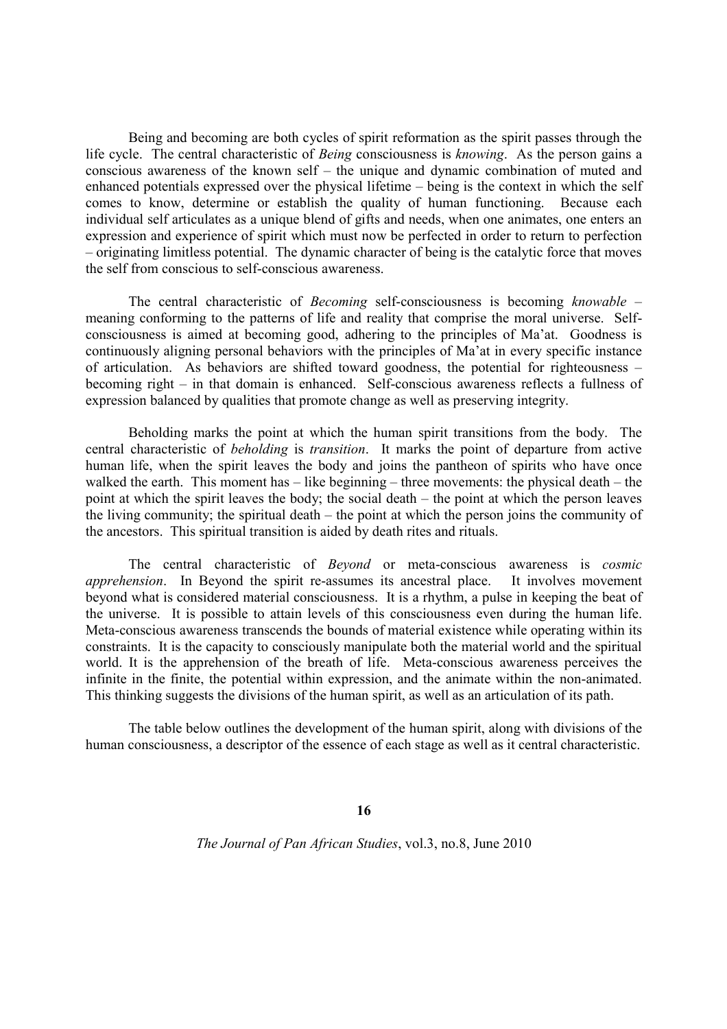Being and becoming are both cycles of spirit reformation as the spirit passes through the life cycle. The central characteristic of *Being* consciousness is *knowing*. As the person gains a conscious awareness of the known self – the unique and dynamic combination of muted and enhanced potentials expressed over the physical lifetime – being is the context in which the self comes to know, determine or establish the quality of human functioning. Because each individual self articulates as a unique blend of gifts and needs, when one animates, one enters an expression and experience of spirit which must now be perfected in order to return to perfection – originating limitless potential. The dynamic character of being is the catalytic force that moves the self from conscious to self-conscious awareness.

The central characteristic of *Becoming* self-consciousness is becoming *knowable* – meaning conforming to the patterns of life and reality that comprise the moral universe. Self-consciousness is aimed at becoming good, adhering to the principles of Ma'at. Goodness is continuously aligning personal behaviors with the principles of Ma'at in every specific instance of articulation. As behaviors are shifted toward goodness, the potential for righteousness – becoming right – in that domain is enhanced. Self-conscious awareness reflects a fullness of expression balanced by qualities that promote change as well as preserving integrity.

Beholding marks the point at which the human spirit transitions from the body. The central characteristic of *beholding* is *transition*. It marks the point of departure from active human life, when the spirit leaves the body and joins the pantheon of spirits who have once walked the earth. This moment has – like beginning – three movements: the physical death – the point at which the spirit leaves the body; the social death – the point at which the person leaves the living community; the spiritual death – the point at which the person joins the community of the ancestors. This spiritual transition is aided by death rites and rituals.

The central characteristic of *Beyond* or meta-conscious awareness is *cosmic apprehension*. In Beyond the spirit re-assumes its ancestral place. It involves movement beyond what is considered material consciousness. It is a rhythm, a pulse in keeping the beat of the universe. It is possible to attain levels of this consciousness even during the human life. Meta-conscious awareness transcends the bounds of material existence while operating within its constraints. It is the capacity to consciously manipulate both the material world and the spiritual world. It is the apprehension of the breath of life. Meta-conscious awareness perceives the infinite in the finite, the potential within expression, and the animate within the non-animated. This thinking suggests the divisions of the human spirit, as well as an articulation of its path.

The table below outlines the development of the human spirit, along with divisions of the human consciousness, a descriptor of the essence of each stage as well as it central characteristic.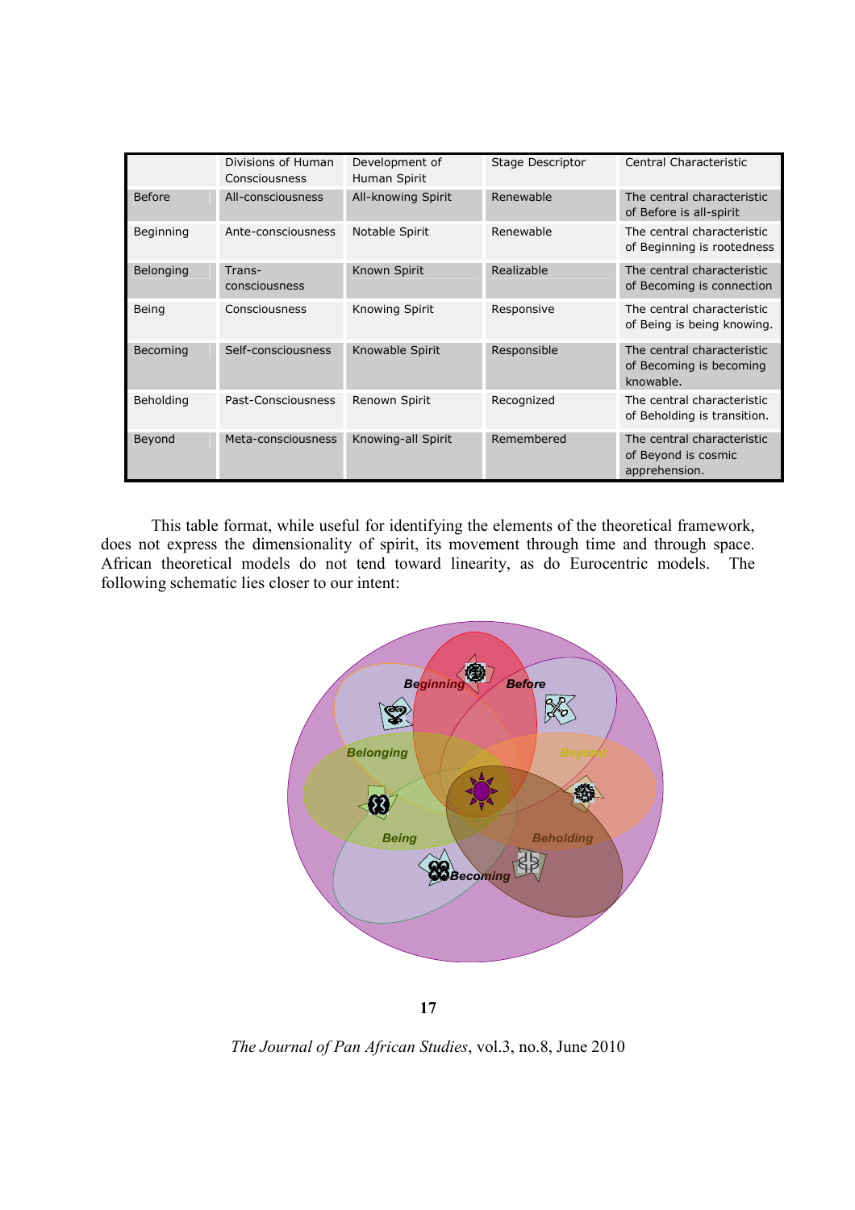| | Divisions of Human Consciousness | Development of Human Spirit | Stage Descriptor | Central Characteristic |
|---|---|---|---|---|
| Before | All-consciousness | All-knowing Spirit | Renewable | The central characteristic of Before is all-spirit |
| Beginning | Ante-consciousness | Notable Spirit | Renewable | The central characteristic of Beginning is rootedness |
| Belonging | Trans-consciousness | Known Spirit | Realizable | The central characteristic of Becoming is connection |
| Being | Consciousness | Knowing Spirit | Responsive | The central characteristic of Being is being knowing. |
| Becoming | Self-consciousness | Knowable Spirit | Responsible | The central characteristic of Becoming is becoming knowable. |
| Beholding | Past-Consciousness | Renown Spirit | Recognized | The central characteristic of Beholding is transition. |
| Beyond | Meta-consciousness | Knowing-all Spirit | Remembered | The central characteristic of Beyond is cosmic apprehension. |

This table format, while useful for identifying the elements of the theoretical framework, does not express the dimensionality of spirit, its movement through time and through space. African theoretical models do not tend toward linearity, as do Eurocentric models. The following schematic lies closer to our intent: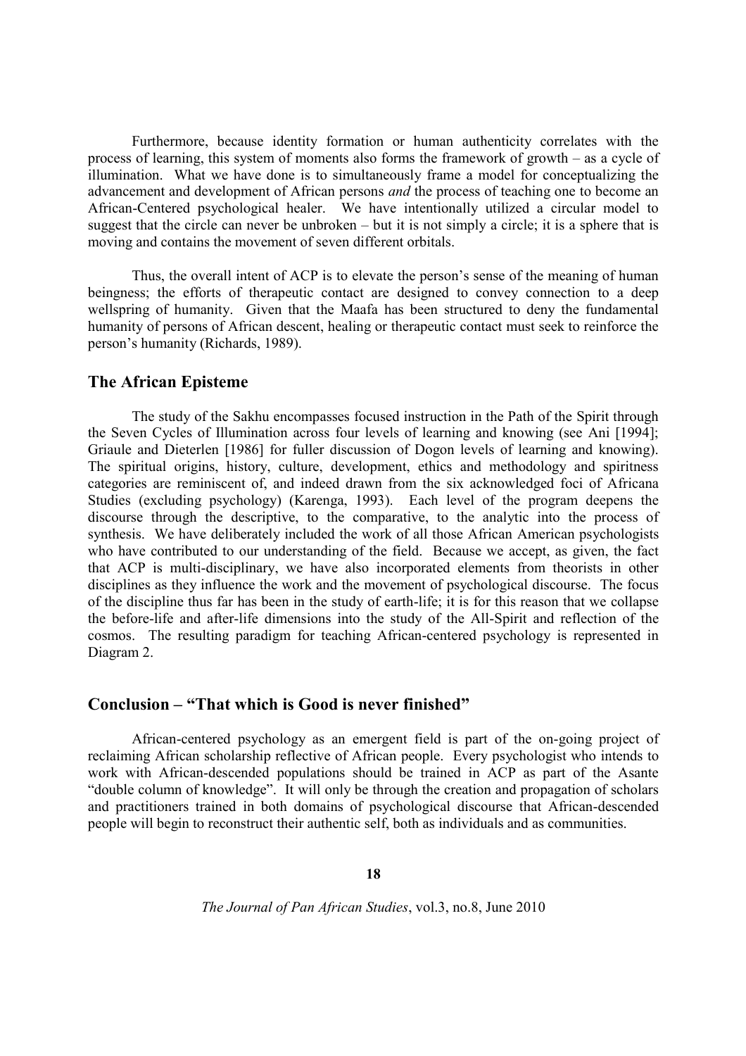Furthermore, because identity formation or human authenticity correlates with the process of learning, this system of moments also forms the framework of growth – as a cycle of illumination. What we have done is to simultaneously frame a model for conceptualizing the advancement and development of African persons *and* the process of teaching one to become an African-Centered psychological healer. We have intentionally utilized a circular model to suggest that the circle can never be unbroken – but it is not simply a circle; it is a sphere that is moving and contains the movement of seven different orbitals.

Thus, the overall intent of ACP is to elevate the person's sense of the meaning of human beingness; the efforts of therapeutic contact are designed to convey connection to a deep wellspring of humanity. Given that the Maafa has been structured to deny the fundamental humanity of persons of African descent, healing or therapeutic contact must seek to reinforce the person's humanity (Richards, 1989).

## The African Episteme

The study of the Sakhu encompasses focused instruction in the Path of the Spirit through the Seven Cycles of Illumination across four levels of learning and knowing (see Ani [1994]; Griaule and Dieterlen [1986] for fuller discussion of Dogon levels of learning and knowing). The spiritual origins, history, culture, development, ethics and methodology and spiritness categories are reminiscent of, and indeed drawn from the six acknowledged foci of Africana Studies (excluding psychology) (Karenga, 1993). Each level of the program deepens the discourse through the descriptive, to the comparative, to the analytic into the process of synthesis. We have deliberately included the work of all those African American psychologists who have contributed to our understanding of the field. Because we accept, as given, the fact that ACP is multi-disciplinary, we have also incorporated elements from theorists in other disciplines as they influence the work and the movement of psychological discourse. The focus of the discipline thus far has been in the study of earth-life; it is for this reason that we collapse the before-life and after-life dimensions into the study of the All-Spirit and reflection of the cosmos. The resulting paradigm for teaching African-centered psychology is represented in Diagram 2.

## Conclusion – "That which is Good is never finished"

African-centered psychology as an emergent field is part of the on-going project of reclaiming African scholarship reflective of African people. Every psychologist who intends to work with African-descended populations should be trained in ACP as part of the Asante "double column of knowledge". It will only be through the creation and propagation of scholars and practitioners trained in both domains of psychological discourse that African-descended people will begin to reconstruct their authentic self, both as individuals and as communities.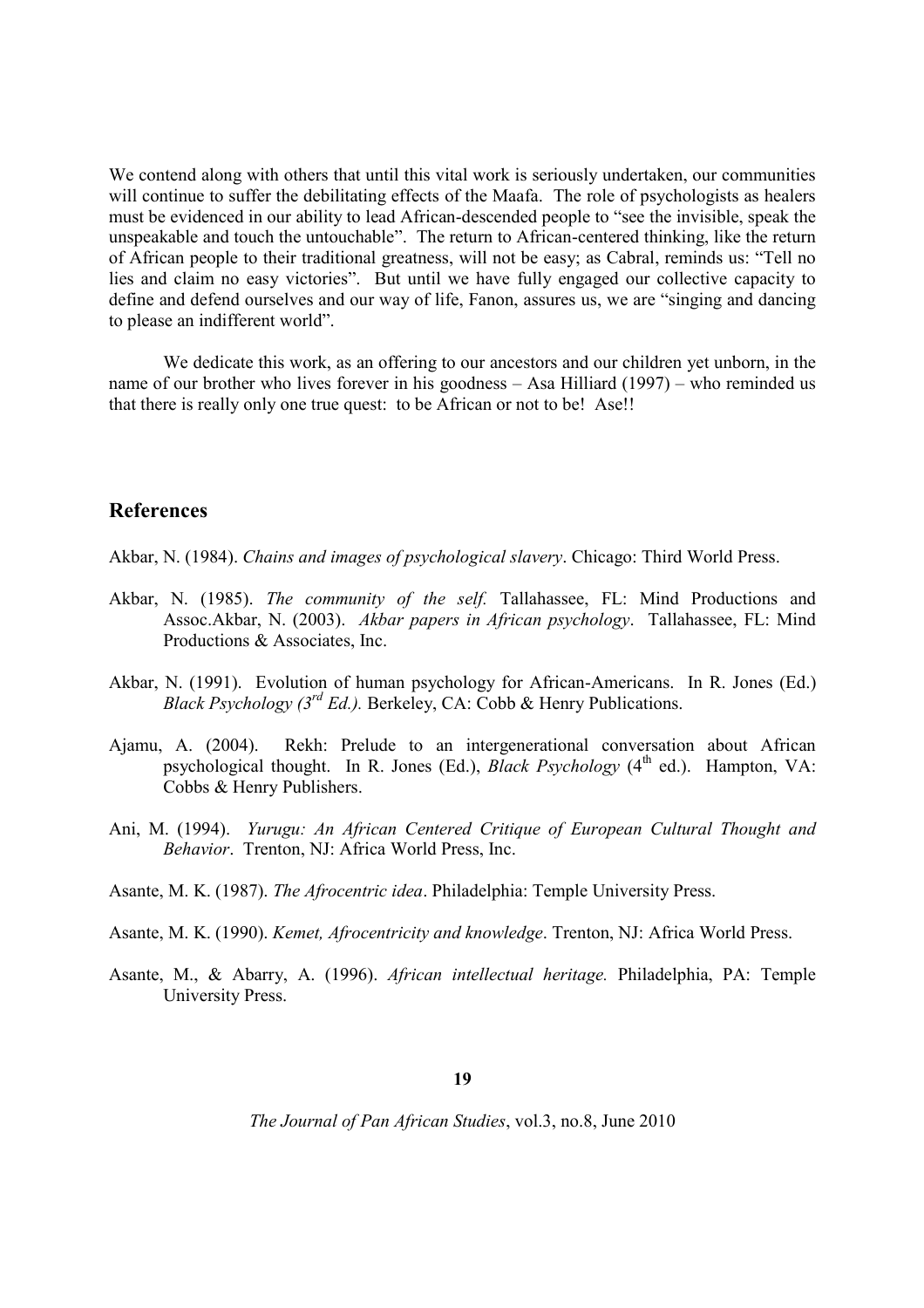We contend along with others that until this vital work is seriously undertaken, our communities will continue to suffer the debilitating effects of the Maafa. The role of psychologists as healers must be evidenced in our ability to lead African-descended people to "see the invisible, speak the unspeakable and touch the untouchable". The return to African-centered thinking, like the return of African people to their traditional greatness, will not be easy; as Cabral, reminds us: "Tell no lies and claim no easy victories". But until we have fully engaged our collective capacity to define and defend ourselves and our way of life, Fanon, assures us, we are "singing and dancing to please an indifferent world".

We dedicate this work, as an offering to our ancestors and our children yet unborn, in the name of our brother who lives forever in his goodness – Asa Hilliard (1997) – who reminded us that there is really only one true quest: to be African or not to be! Ase!!

## References

Akbar, N. (1984). *Chains and images of psychological slavery*. Chicago: Third World Press.

Akbar, N. (1985). *The community of the self.* Tallahassee, FL: Mind Productions and Assoc.Akbar, N. (2003). *Akbar papers in African psychology*. Tallahassee, FL: Mind Productions & Associates, Inc.

Akbar, N. (1991). Evolution of human psychology for African-Americans. In R. Jones (Ed.) *Black Psychology (3rd Ed.).* Berkeley, CA: Cobb & Henry Publications.

Ajamu, A. (2004). Rekh: Prelude to an intergenerational conversation about African psychological thought. In R. Jones (Ed.), *Black Psychology* (4th ed.). Hampton, VA: Cobbs & Henry Publishers.

Ani, M. (1994). *Yurugu: An African Centered Critique of European Cultural Thought and Behavior*. Trenton, NJ: Africa World Press, Inc.

Asante, M. K. (1987). *The Afrocentric idea*. Philadelphia: Temple University Press.

Asante, M. K. (1990). *Kemet, Afrocentricity and knowledge*. Trenton, NJ: Africa World Press.

Asante, M., & Abarry, A. (1996). *African intellectual heritage.* Philadelphia, PA: Temple University Press.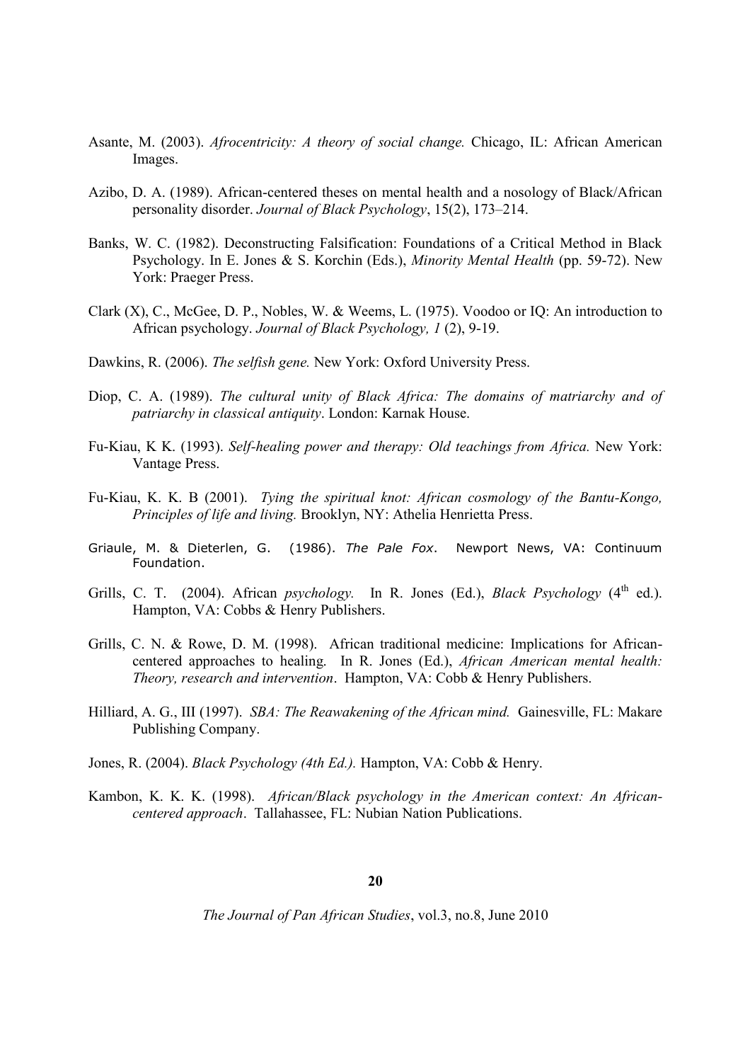Asante, M. (2003). *Afrocentricity: A theory of social change.* Chicago, IL: African American Images.

Azibo, D. A. (1989). African-centered theses on mental health and a nosology of Black/African personality disorder. *Journal of Black Psychology*, 15(2), 173–214.

Banks, W. C. (1982). Deconstructing Falsification: Foundations of a Critical Method in Black Psychology. In E. Jones & S. Korchin (Eds.), *Minority Mental Health* (pp. 59-72). New York: Praeger Press.

Clark (X), C., McGee, D. P., Nobles, W. & Weems, L. (1975). Voodoo or IQ: An introduction to African psychology. *Journal of Black Psychology, 1* (2), 9-19.

Dawkins, R. (2006). *The selfish gene.* New York: Oxford University Press.

Diop, C. A. (1989). *The cultural unity of Black Africa: The domains of matriarchy and of patriarchy in classical antiquity*. London: Karnak House.

Fu-Kiau, K K. (1993). *Self-healing power and therapy: Old teachings from Africa.* New York: Vantage Press.

Fu-Kiau, K. K. B (2001). *Tying the spiritual knot: African cosmology of the Bantu-Kongo, Principles of life and living.* Brooklyn, NY: Athelia Henrietta Press.

Griaule, M. & Dieterlen, G. (1986). *The Pale Fox*. Newport News, VA: Continuum Foundation.

Grills, C. T. (2004). African *psychology.* In R. Jones (Ed.), *Black Psychology* (4th ed.). Hampton, VA: Cobbs & Henry Publishers.

Grills, C. N. & Rowe, D. M. (1998). African traditional medicine: Implications for African-centered approaches to healing. In R. Jones (Ed.), *African American mental health: Theory, research and intervention*. Hampton, VA: Cobb & Henry Publishers.

Hilliard, A. G., III (1997). *SBA: The Reawakening of the African mind.* Gainesville, FL: Makare Publishing Company.

Jones, R. (2004). *Black Psychology (4th Ed.).* Hampton, VA: Cobb & Henry.

Kambon, K. K. K. (1998). *African/Black psychology in the American context: An African-centered approach*. Tallahassee, FL: Nubian Nation Publications.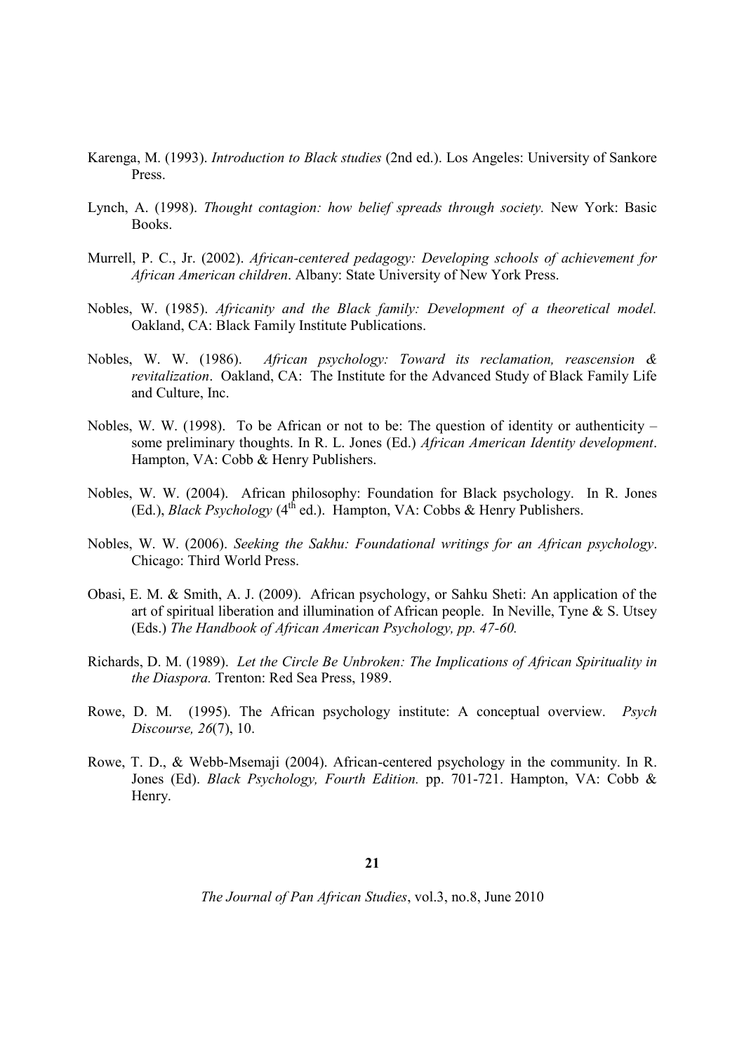Karenga, M. (1993). *Introduction to Black studies* (2nd ed.). Los Angeles: University of Sankore Press.

Lynch, A. (1998). *Thought contagion: how belief spreads through society.* New York: Basic Books.

Murrell, P. C., Jr. (2002). *African-centered pedagogy: Developing schools of achievement for African American children*. Albany: State University of New York Press.

Nobles, W. (1985). *Africanity and the Black family: Development of a theoretical model.* Oakland, CA: Black Family Institute Publications.

Nobles, W. W. (1986). *African psychology: Toward its reclamation, reascension & revitalization*. Oakland, CA: The Institute for the Advanced Study of Black Family Life and Culture, Inc.

Nobles, W. W. (1998). To be African or not to be: The question of identity or authenticity – some preliminary thoughts. In R. L. Jones (Ed.) *African American Identity development*. Hampton, VA: Cobb & Henry Publishers.

Nobles, W. W. (2004). African philosophy: Foundation for Black psychology. In R. Jones (Ed.), *Black Psychology* (4th ed.). Hampton, VA: Cobbs & Henry Publishers.

Nobles, W. W. (2006). *Seeking the Sakhu: Foundational writings for an African psychology*. Chicago: Third World Press.

Obasi, E. M. & Smith, A. J. (2009). African psychology, or Sahku Sheti: An application of the art of spiritual liberation and illumination of African people. In Neville, Tyne & S. Utsey (Eds.) *The Handbook of African American Psychology, pp. 47-60.*

Richards, D. M. (1989). *Let the Circle Be Unbroken: The Implications of African Spirituality in the Diaspora.* Trenton: Red Sea Press, 1989.

Rowe, D. M. (1995). The African psychology institute: A conceptual overview. *Psych Discourse, 26*(7), 10.

Rowe, T. D., & Webb-Msemaji (2004). African-centered psychology in the community. In R. Jones (Ed). *Black Psychology, Fourth Edition.* pp. 701-721. Hampton, VA: Cobb & Henry.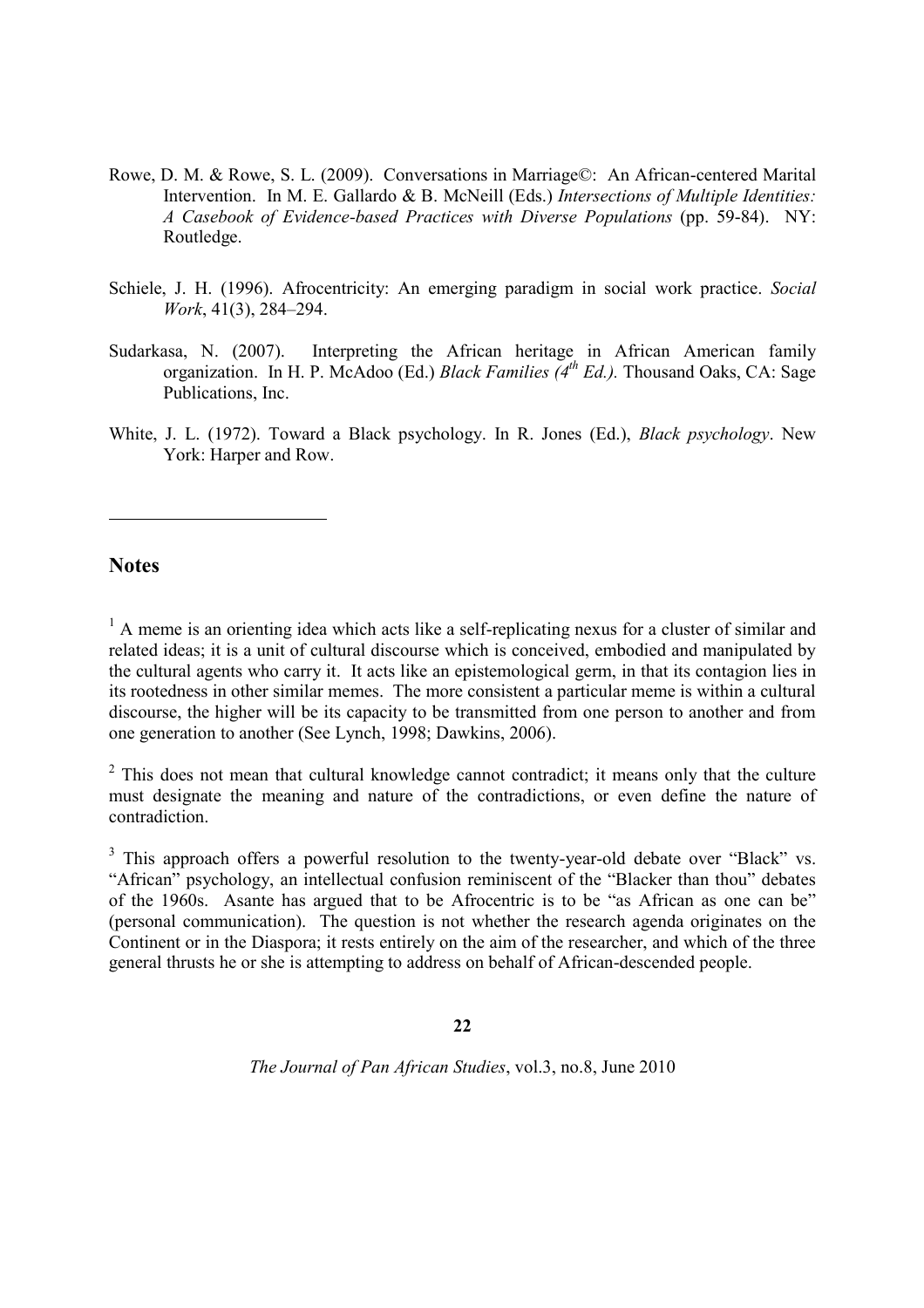Rowe, D. M. & Rowe, S. L. (2009). Conversations in Marriage©: An African-centered Marital Intervention. In M. E. Gallardo & B. McNeill (Eds.) *Intersections of Multiple Identities: A Casebook of Evidence-based Practices with Diverse Populations* (pp. 59-84). NY: Routledge.

Schiele, J. H. (1996). Afrocentricity: An emerging paradigm in social work practice. *Social Work*, 41(3), 284–294.

Sudarkasa, N. (2007). Interpreting the African heritage in African American family organization. In H. P. McAdoo (Ed.) *Black Families (4th Ed.).* Thousand Oaks, CA: Sage Publications, Inc.

White, J. L. (1972). Toward a Black psychology. In R. Jones (Ed.), *Black psychology*. New York: Harper and Row.

---

## Notes

[1] A meme is an orienting idea which acts like a self-replicating nexus for a cluster of similar and related ideas; it is a unit of cultural discourse which is conceived, embodied and manipulated by the cultural agents who carry it. It acts like an epistemological germ, in that its contagion lies in its rootedness in other similar memes. The more consistent a particular meme is within a cultural discourse, the higher will be its capacity to be transmitted from one person to another and from one generation to another (See Lynch, 1998; Dawkins, 2006).

[2] This does not mean that cultural knowledge cannot contradict; it means only that the culture must designate the meaning and nature of the contradictions, or even define the nature of contradiction.

[3] This approach offers a powerful resolution to the twenty-year-old debate over "Black" vs. "African" psychology, an intellectual confusion reminiscent of the "Blacker than thou" debates of the 1960s. Asante has argued that to be Afrocentric is to be "as African as one can be" (personal communication). The question is not whether the research agenda originates on the Continent or in the Diaspora; it rests entirely on the aim of the researcher, and which of the three general thrusts he or she is attempting to address on behalf of African-descended people.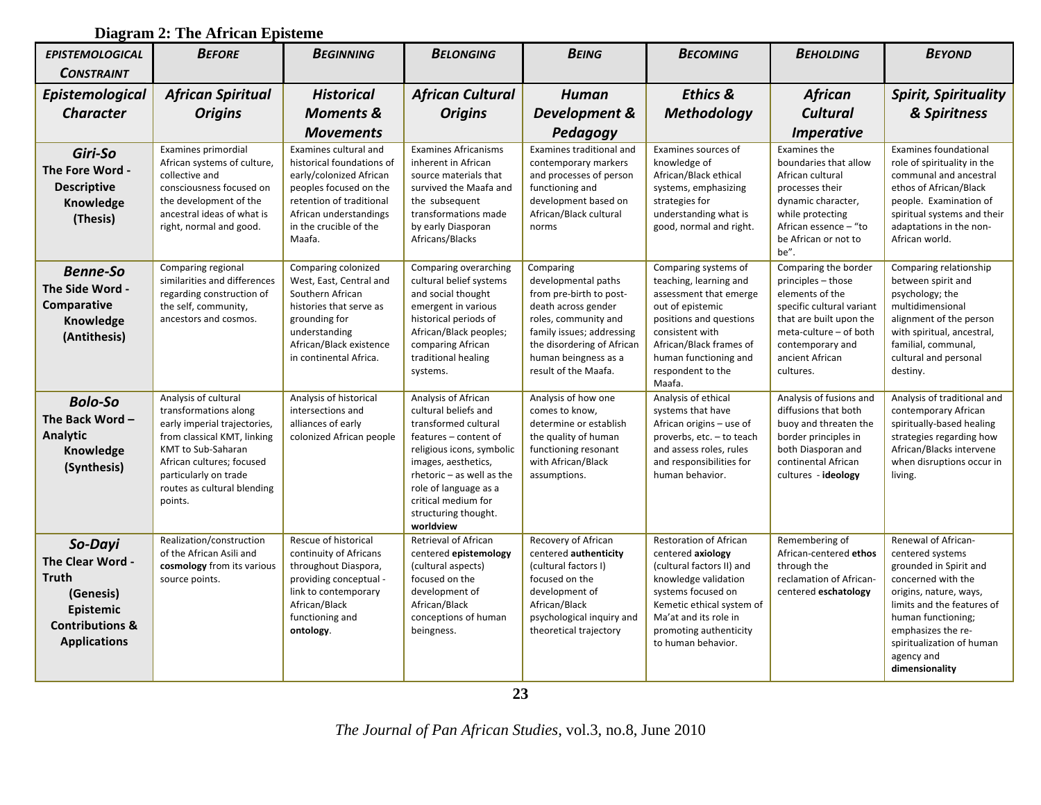**Diagram 2: The African Episteme**

| *Epistemological Constraint* | *Before* | *Beginning* | *Belonging* | *Being* | *Becoming* | *Beholding* | *Beyond* |
|---|---|---|---|---|---|---|---|
| ***Epistemological Character*** | ***African Spiritual Origins*** | ***Historical Moments & Movements*** | ***African Cultural Origins*** | ***Human Development & Pedagogy*** | ***Ethics & Methodology*** | ***African Cultural Imperative*** | ***Spirit, Spirituality & Spiritness*** |
| ***Giri-So*** **The Fore Word - Descriptive Knowledge (Thesis)** | Examines primordial African systems of culture, collective and consciousness focused on the development of the ancestral ideas of what is right, normal and good. | Examines cultural and historical foundations of early/colonized African peoples focused on the retention of traditional African understandings in the crucible of the Maafa. | Examines Africanisms inherent in African source materials that survived the Maafa and the subsequent transformations made by early Diasporan Africans/Blacks | Examines traditional and contemporary markers and processes of person functioning and development based on African/Black cultural norms | Examines sources of knowledge of African/Black ethical systems, emphasizing strategies for understanding what is good, normal and right. | Examines the boundaries that allow African cultural processes their dynamic character, while protecting African essence – "to be African or not to be". | Examines foundational role of spirituality in the communal and ancestral ethos of African/Black people. Examination of spiritual systems and their adaptations in the non-African world. |
| ***Benne-So*** **The Side Word - Comparative Knowledge (Antithesis)** | Comparing regional similarities and differences regarding construction of the self, community, ancestors and cosmos. | Comparing colonized West, East, Central and Southern African histories that serve as grounding for understanding African/Black existence in continental Africa. | Comparing overarching cultural belief systems and social thought emergent in various historical periods of African/Black peoples; comparing African traditional healing systems. | Comparing developmental paths from pre-birth to post-death across gender roles, community and family issues; addressing the disordering of African human beingness as a result of the Maafa. | Comparing systems of teaching, learning and assessment that emerge out of epistemic positions and questions consistent with African/Black frames of human functioning and respondent to the Maafa. | Comparing the border principles – those elements of the specific cultural variant that are built upon the meta-culture – of both contemporary and ancient African cultures. | Comparing relationship between spirit and psychology; the multidimensional alignment of the person with spiritual, ancestral, familial, communal, cultural and personal destiny. |
| ***Bolo-So*** **The Back Word – Analytic Knowledge (Synthesis)** | Analysis of cultural transformations along early imperial trajectories, from classical KMT, linking KMT to Sub-Saharan African cultures; focused particularly on trade routes as cultural blending points. | Analysis of historical intersections and alliances of early colonized African people | Analysis of African cultural beliefs and transformed cultural features – content of religious icons, symbolic images, aesthetics, rhetoric – as well as the role of language as a critical medium for structuring thought. **worldview** | Analysis of how one comes to know, determine or establish the quality of human functioning resonant with African/Black assumptions. | Analysis of ethical systems that have African origins – use of proverbs, etc. – to teach and assess roles, rules and responsibilities for human behavior. | Analysis of fusions and diffusions that both buoy and threaten the border principles in both Diasporan and continental African cultures - **ideology** | Analysis of traditional and contemporary African spiritually-based healing strategies regarding how African/Blacks intervene when disruptions occur in living. |
| ***So-Dayi*** **The Clear Word - Truth (Genesis) Epistemic Contributions & Applications** | Realization/construction of the African Asili and **cosmology** from its various source points. | Rescue of historical continuity of Africans throughout Diaspora, providing conceptual - link to contemporary African/Black functioning and **ontology**. | Retrieval of African centered **epistemology** (cultural aspects) focused on the development of African/Black conceptions of human beingness. | Recovery of African centered **authenticity** (cultural factors I) focused on the development of African/Black psychological inquiry and theoretical trajectory | Restoration of African centered **axiology** (cultural factors II) and knowledge validation systems focused on Kemetic ethical system of Ma'at and its role in promoting authenticity to human behavior. | Remembering of African-centered **ethos** through the reclamation of African-centered **eschatology** | Renewal of African-centered systems grounded in Spirit and concerned with the origins, nature, ways, limits and the features of human functioning; emphasizes the re-spiritualization of human agency and **dimensionality** |